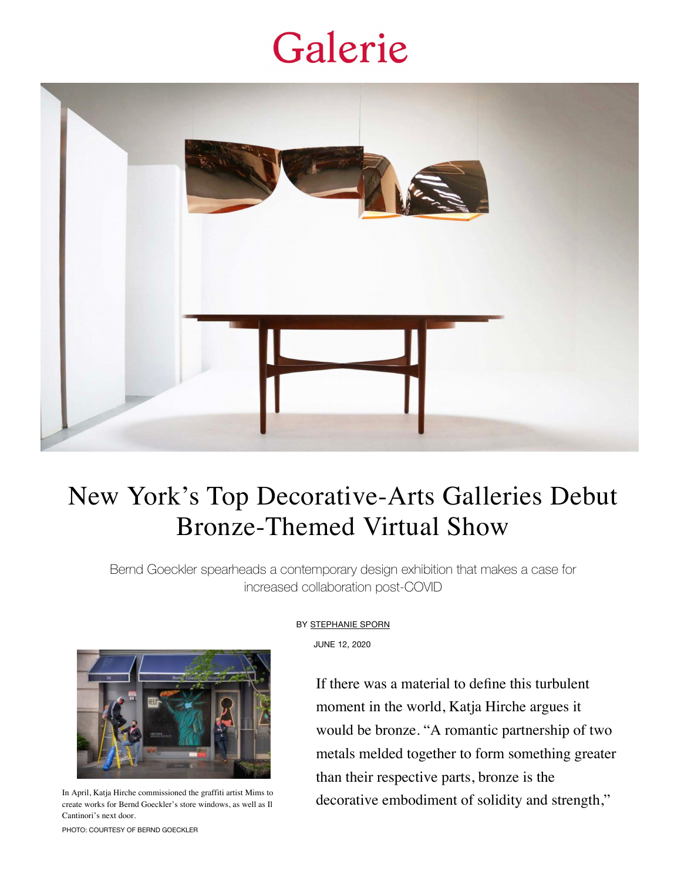Galerie

# New York's Top Decorative-Arts Galleries Debut Bronze-Themed Virtual Show

Bernd Goeckler spearheads a contemporary design exhibition that makes a case for increased collaboration post-COVID

BY STEPHANIE SPORN

JUNE 12, 2020

In April, Katja Hirche commissioned the graffiti artist Mims to create works for Bernd Goeckler's store windows, as well as Il Cantinori's next door.

PHOTO: COURTESY OF BERND GOECKLER

If there was a material to define this turbulent moment in the world, Katja Hirche argues it would be bronze. "A romantic partnership of two metals melded together to form something greater than their respective parts, bronze is the decorative embodiment of solidity and strength,"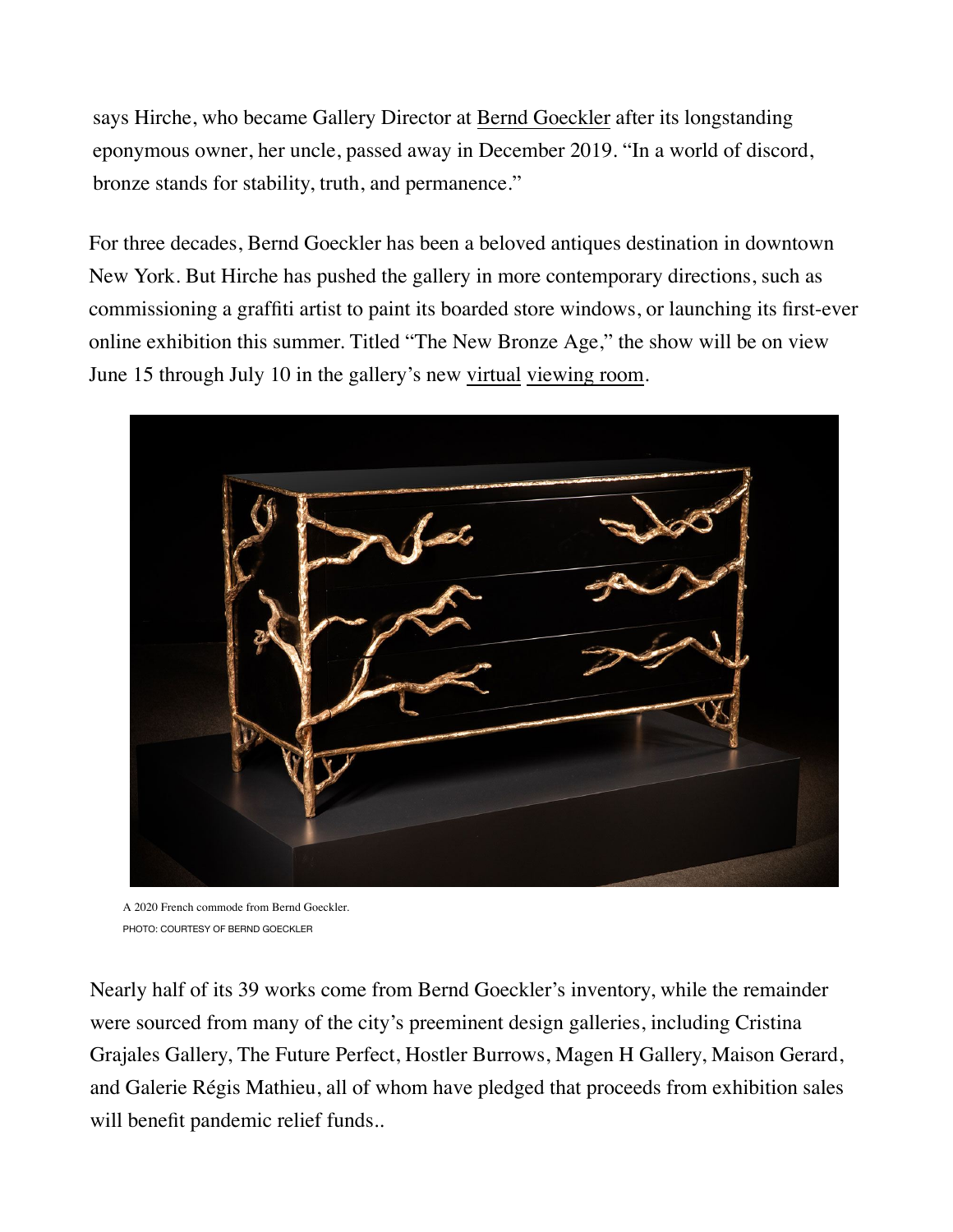says Hirche, who became Gallery Director at Bernd Goeckler after its longstanding eponymous owner, her uncle, passed away in December 2019. "In a world of discord, bronze stands for stability, truth, and permanence."

For three decades, Bernd Goeckler has been a beloved antiques destination in downtown New York. But Hirche has pushed the gallery in more contemporary directions, such as commissioning a graffiti artist to paint its boarded store windows, or launching its first-ever online exhibition this summer. Titled "The New Bronze Age," the show will be on view June 15 through July 10 in the gallery's new virtual viewing room.

A 2020 French commode from Bernd Goeckler.
PHOTO: COURTESY OF BERND GOECKLER

Nearly half of its 39 works come from Bernd Goeckler's inventory, while the remainder were sourced from many of the city's preeminent design galleries, including Cristina Grajales Gallery, The Future Perfect, Hostler Burrows, Magen H Gallery, Maison Gerard, and Galerie Régis Mathieu, all of whom have pledged that proceeds from exhibition sales will benefit pandemic relief funds..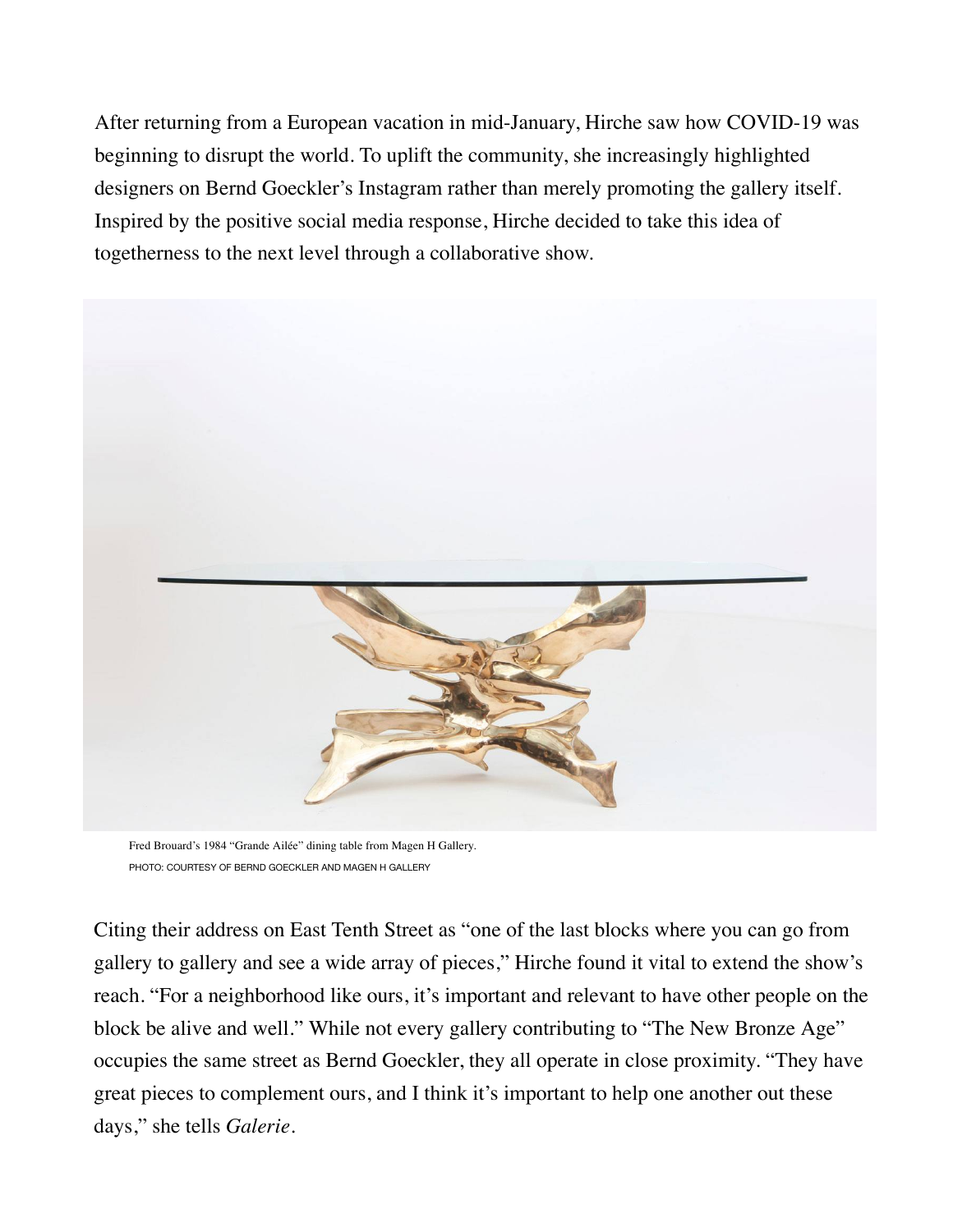After returning from a European vacation in mid-January, Hirche saw how COVID-19 was beginning to disrupt the world. To uplift the community, she increasingly highlighted designers on Bernd Goeckler's Instagram rather than merely promoting the gallery itself. Inspired by the positive social media response, Hirche decided to take this idea of togetherness to the next level through a collaborative show.

Fred Brouard's 1984 "Grande Ailée" dining table from Magen H Gallery.
PHOTO: COURTESY OF BERND GOECKLER AND MAGEN H GALLERY

Citing their address on East Tenth Street as "one of the last blocks where you can go from gallery to gallery and see a wide array of pieces," Hirche found it vital to extend the show's reach. "For a neighborhood like ours, it's important and relevant to have other people on the block be alive and well." While not every gallery contributing to "The New Bronze Age" occupies the same street as Bernd Goeckler, they all operate in close proximity. "They have great pieces to complement ours, and I think it's important to help one another out these days," she tells *Galerie*.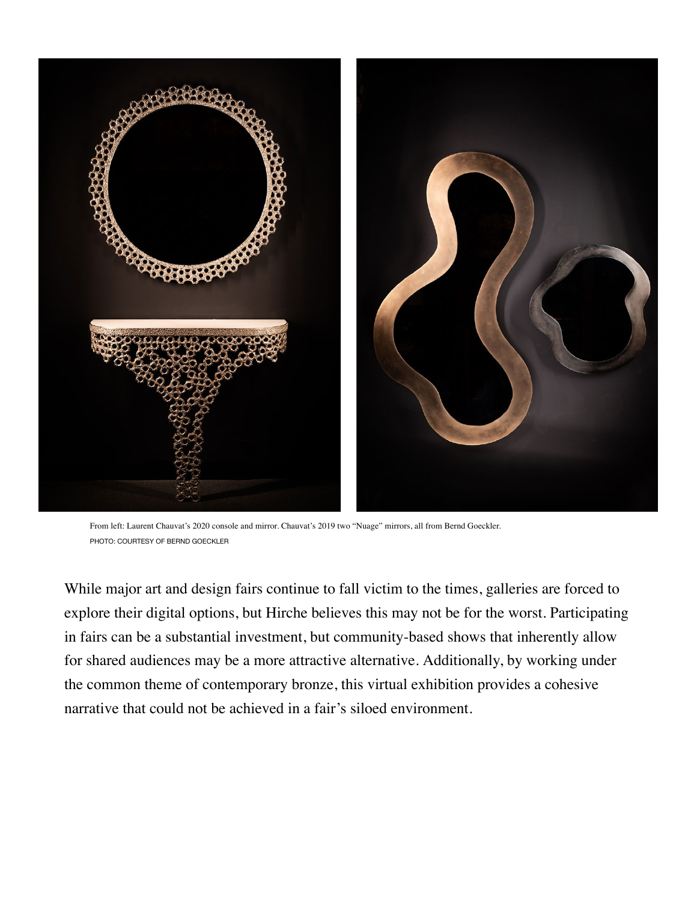From left: Laurent Chauvat's 2020 console and mirror. Chauvat's 2019 two "Nuage" mirrors, all from Bernd Goeckler.
PHOTO: COURTESY OF BERND GOECKLER

While major art and design fairs continue to fall victim to the times, galleries are forced to explore their digital options, but Hirche believes this may not be for the worst. Participating in fairs can be a substantial investment, but community-based shows that inherently allow for shared audiences may be a more attractive alternative. Additionally, by working under the common theme of contemporary bronze, this virtual exhibition provides a cohesive narrative that could not be achieved in a fair's siloed environment.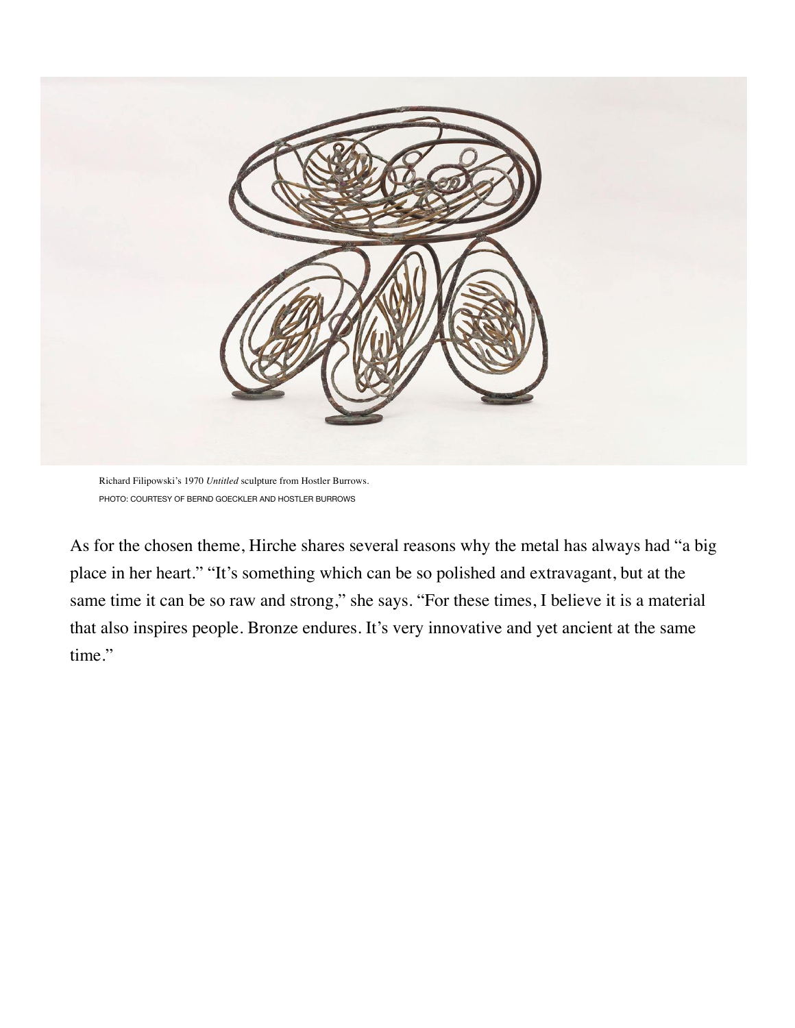Richard Filipowski's 1970 *Untitled* sculpture from Hostler Burrows.
PHOTO: COURTESY OF BERND GOECKLER AND HOSTLER BURROWS

As for the chosen theme, Hirche shares several reasons why the metal has always had "a big place in her heart." "It's something which can be so polished and extravagant, but at the same time it can be so raw and strong," she says. "For these times, I believe it is a material that also inspires people. Bronze endures. It's very innovative and yet ancient at the same time."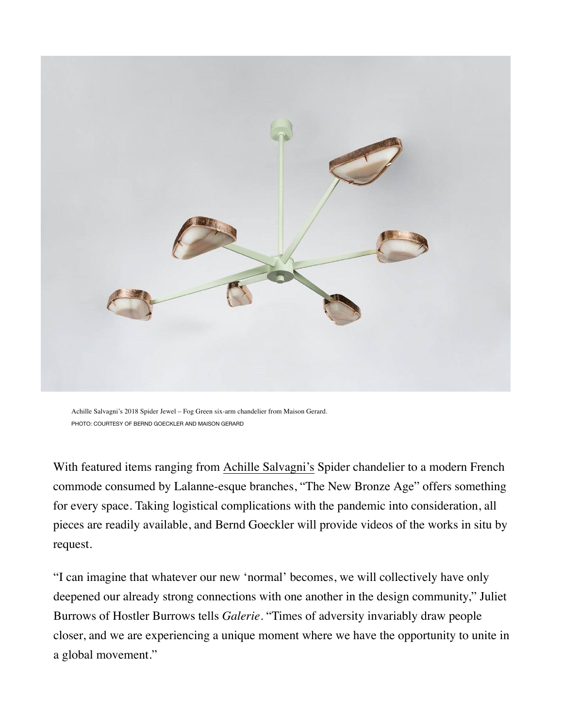Achille Salvagni's 2018 Spider Jewel – Fog Green six-arm chandelier from Maison Gerard.
PHOTO: COURTESY OF BERND GOECKLER AND MAISON GERARD

With featured items ranging from Achille Salvagni's Spider chandelier to a modern French commode consumed by Lalanne-esque branches, "The New Bronze Age" offers something for every space. Taking logistical complications with the pandemic into consideration, all pieces are readily available, and Bernd Goeckler will provide videos of the works in situ by request.

"I can imagine that whatever our new 'normal' becomes, we will collectively have only deepened our already strong connections with one another in the design community," Juliet Burrows of Hostler Burrows tells *Galerie*. "Times of adversity invariably draw people closer, and we are experiencing a unique moment where we have the opportunity to unite in a global movement."